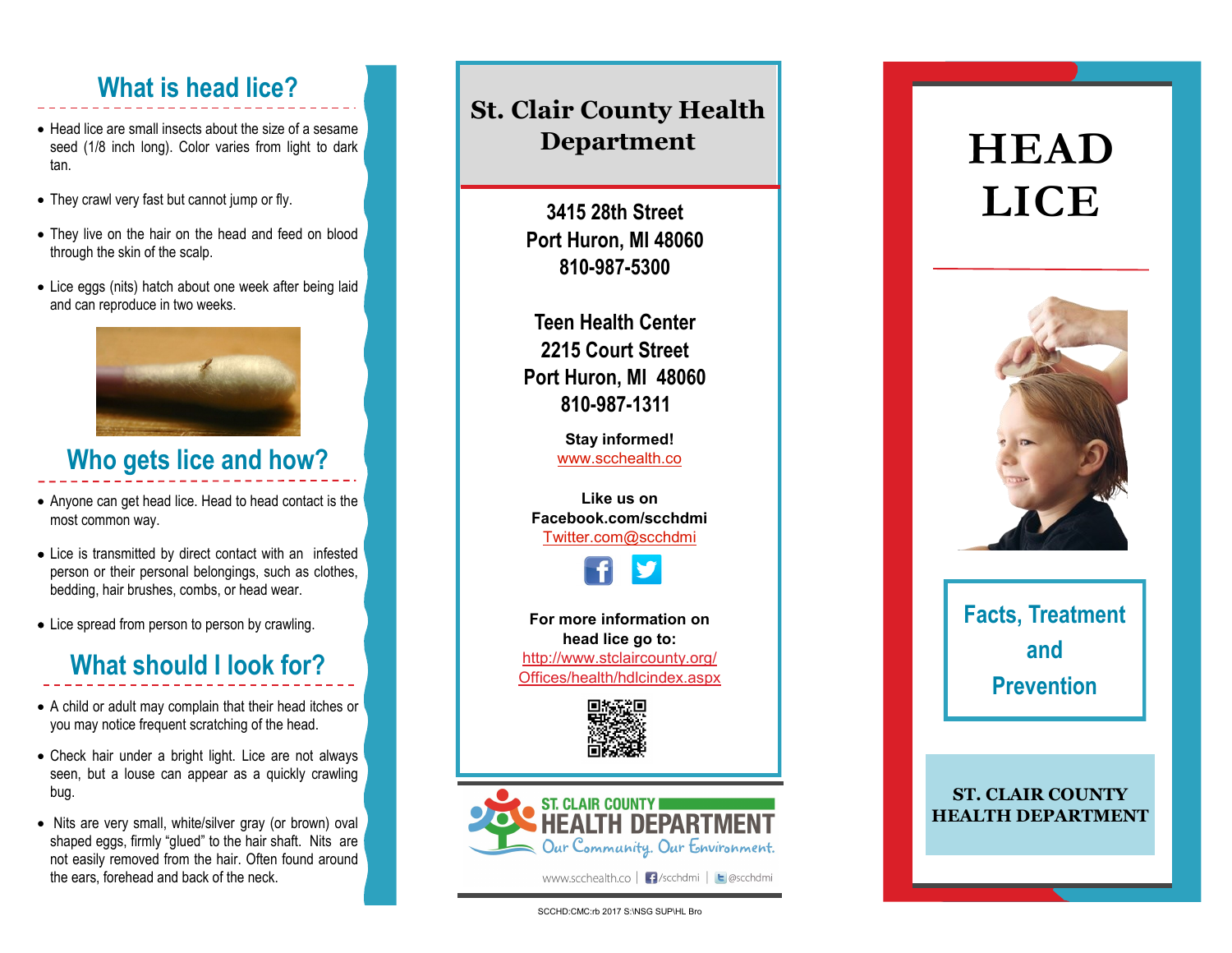## What is head lice?

- Head lice are small insects about the size of a sesame seed (1/8 inch long). Color varies from light to dark tan.
- They crawl very fast but cannot jump or fly.
- They live on the hair on the head and feed on blood through the skin of the scalp.
- Lice eggs (nits) hatch about one week after being laid and can reproduce in two weeks.

## Who gets lice and how?

- Anyone can get head lice. Head to head contact is the most common way.
- Lice is transmitted by direct contact with an infested person or their personal belongings, such as clothes, bedding, hair brushes, combs, or head wear.
- Lice spread from person to person by crawling.

## What should I look for?

- A child or adult may complain that their head itches or you may notice frequent scratching of the head.
- Check hair under a bright light. Lice are not always seen, but a louse can appear as a quickly crawling bug.
- Nits are very small, white/silver gray (or brown) oval shaped eggs, firmly "glued" to the hair shaft. Nits are not easily removed from the hair. Often found around the ears, forehead and back of the neck.

## St. Clair County Health Department

**3415 28th Street**
**Port Huron, MI 48060**
**810-987-5300**

**Teen Health Center**
**2215 Court Street**
**Port Huron, MI 48060**
**810-987-1311**

**Stay informed!**
www.scchealth.co

**Like us on**
**Facebook.com/scchdmi**
Twitter.com@scchdmi

**For more information on head lice go to:**
http://www.stclaircounty.org/Offices/health/hdlcindex.aspx

ST. CLAIR COUNTY HEALTH DEPARTMENT
Our Community. Our Environment.

www.scchealth.co | /scchdmi | @scchdmi

SCCHD:CMC:rb 2017 S:\NSG SUP\HL Bro

# HEAD LICE

## Facts, Treatment and Prevention

**ST. CLAIR COUNTY HEALTH DEPARTMENT**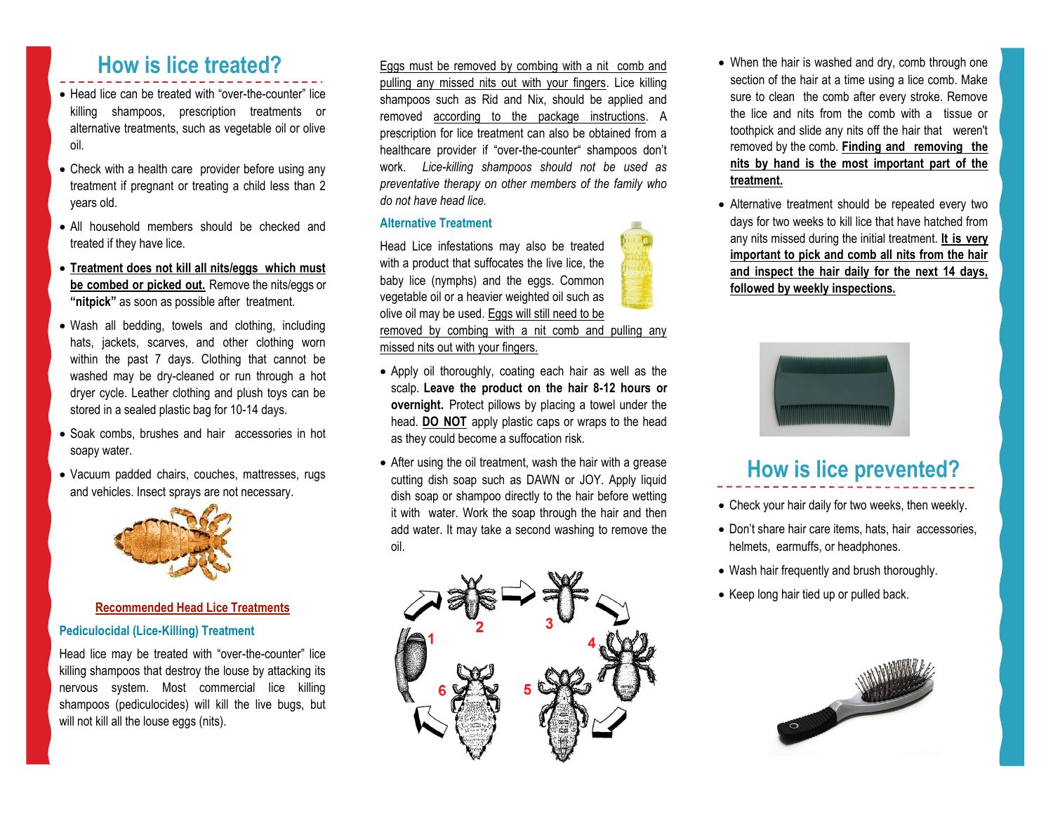# How is lice treated?

- Head lice can be treated with "over-the-counter" lice killing shampoos, prescription treatments or alternative treatments, such as vegetable oil or olive oil.
- Check with a health care provider before using any treatment if pregnant or treating a child less than 2 years old.
- All household members should be checked and treated if they have lice.
- **Treatment does not kill all nits/eggs which must be combed or picked out.** Remove the nits/eggs or **"nitpick"** as soon as possible after treatment.
- Wash all bedding, towels and clothing, including hats, jackets, scarves, and other clothing worn within the past 7 days. Clothing that cannot be washed may be dry-cleaned or run through a hot dryer cycle. Leather clothing and plush toys can be stored in a sealed plastic bag for 10-14 days.
- Soak combs, brushes and hair accessories in hot soapy water.
- Vacuum padded chairs, couches, mattresses, rugs and vehicles. Insect sprays are not necessary.

### Recommended Head Lice Treatments

#### Pediculocidal (Lice-Killing) Treatment

Head lice may be treated with "over-the-counter" lice killing shampoos that destroy the louse by attacking its nervous system. Most commercial lice killing shampoos (pediculocides) will kill the live bugs, but will not kill all the louse eggs (nits). Eggs must be removed by combing with a nit comb and pulling any missed nits out with your fingers. Lice killing shampoos such as Rid and Nix, should be applied and removed according to the package instructions. A prescription for lice treatment can also be obtained from a healthcare provider if "over-the-counter" shampoos don't work. *Lice-killing shampoos should not be used as preventative therapy on other members of the family who do not have head lice.*

#### Alternative Treatment

Head Lice infestations may also be treated with a product that suffocates the live lice, the baby lice (nymphs) and the eggs. Common vegetable oil or a heavier weighted oil such as olive oil may be used. Eggs will still need to be removed by combing with a nit comb and pulling any missed nits out with your fingers.

- Apply oil thoroughly, coating each hair as well as the scalp. **Leave the product on the hair 8-12 hours or overnight.** Protect pillows by placing a towel under the head. **DO NOT** apply plastic caps or wraps to the head as they could become a suffocation risk.
- After using the oil treatment, wash the hair with a grease cutting dish soap such as DAWN or JOY. Apply liquid dish soap or shampoo directly to the hair before wetting it with water. Work the soap through the hair and then add water. It may take a second washing to remove the oil.

1
2
3
4
5
6

- When the hair is washed and dry, comb through one section of the hair at a time using a lice comb. Make sure to clean the comb after every stroke. Remove the lice and nits from the comb with a tissue or toothpick and slide any nits off the hair that weren't removed by the comb. **Finding and removing the nits by hand is the most important part of the treatment.**
- Alternative treatment should be repeated every two days for two weeks to kill lice that have hatched from any nits missed during the initial treatment. **It is very important to pick and comb all nits from the hair and inspect the hair daily for the next 14 days, followed by weekly inspections.**

# How is lice prevented?

- Check your hair daily for two weeks, then weekly.
- Don't share hair care items, hats, hair accessories, helmets, earmuffs, or headphones.
- Wash hair frequently and brush thoroughly.
- Keep long hair tied up or pulled back.